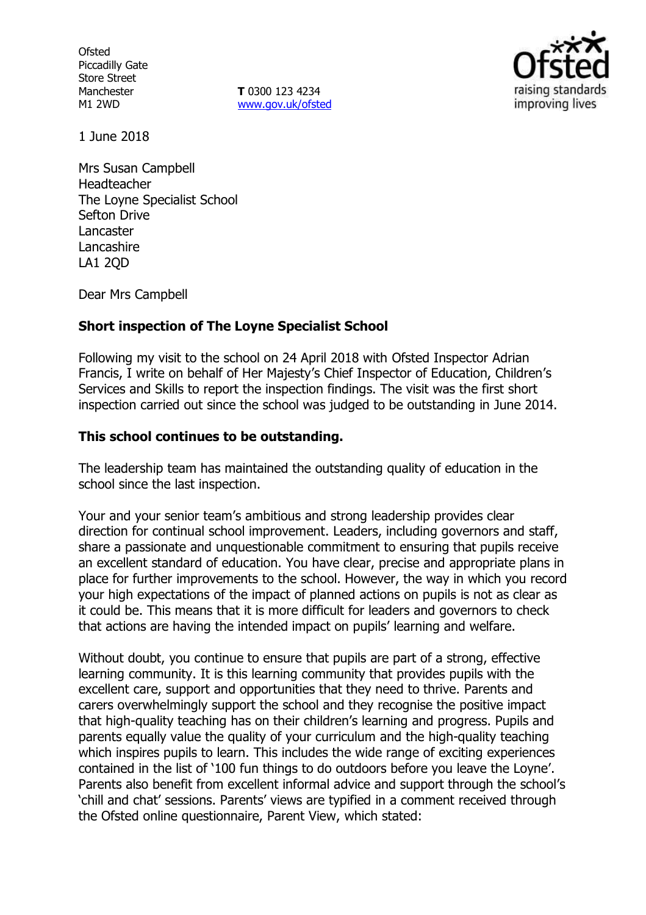Ofsted
Piccadilly Gate
Store Street
Manchester
M1 2WD

**T** 0300 123 4234
www.gov.uk/ofsted

1 June 2018

Mrs Susan Campbell
Headteacher
The Loyne Specialist School
Sefton Drive
Lancaster
Lancashire
LA1 2QD

Dear Mrs Campbell

**Short inspection of The Loyne Specialist School**

Following my visit to the school on 24 April 2018 with Ofsted Inspector Adrian Francis, I write on behalf of Her Majesty's Chief Inspector of Education, Children's Services and Skills to report the inspection findings. The visit was the first short inspection carried out since the school was judged to be outstanding in June 2014.

**This school continues to be outstanding.**

The leadership team has maintained the outstanding quality of education in the school since the last inspection.

Your and your senior team's ambitious and strong leadership provides clear direction for continual school improvement. Leaders, including governors and staff, share a passionate and unquestionable commitment to ensuring that pupils receive an excellent standard of education. You have clear, precise and appropriate plans in place for further improvements to the school. However, the way in which you record your high expectations of the impact of planned actions on pupils is not as clear as it could be. This means that it is more difficult for leaders and governors to check that actions are having the intended impact on pupils' learning and welfare.

Without doubt, you continue to ensure that pupils are part of a strong, effective learning community. It is this learning community that provides pupils with the excellent care, support and opportunities that they need to thrive. Parents and carers overwhelmingly support the school and they recognise the positive impact that high-quality teaching has on their children's learning and progress. Pupils and parents equally value the quality of your curriculum and the high-quality teaching which inspires pupils to learn. This includes the wide range of exciting experiences contained in the list of '100 fun things to do outdoors before you leave the Loyne'. Parents also benefit from excellent informal advice and support through the school's 'chill and chat' sessions. Parents' views are typified in a comment received through the Ofsted online questionnaire, Parent View, which stated: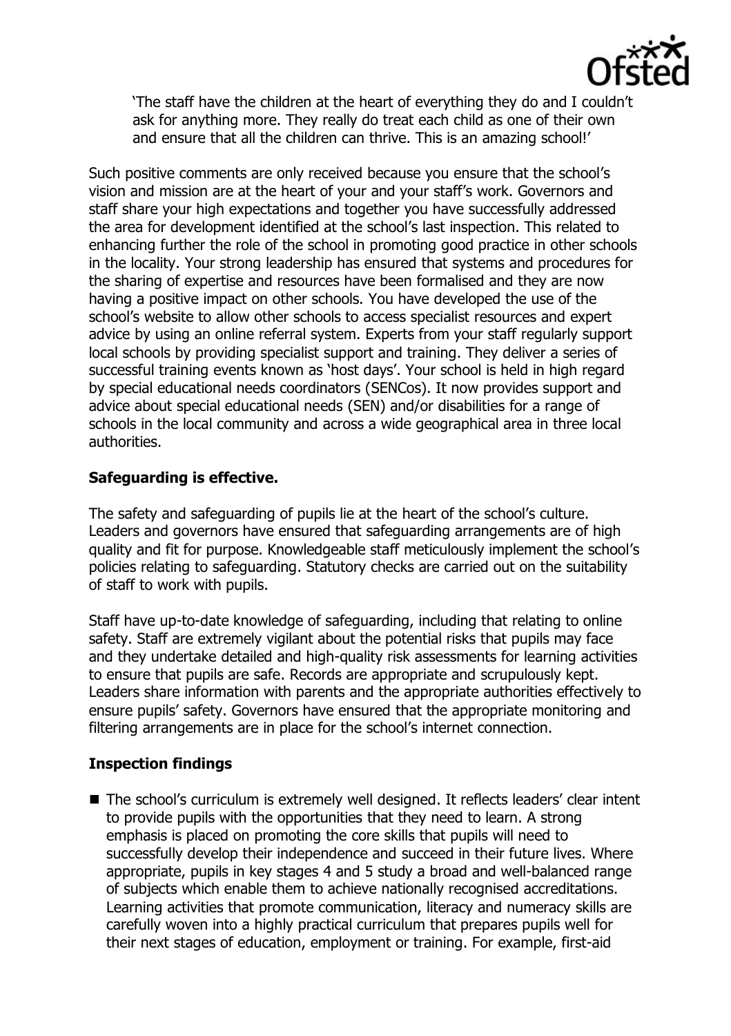'The staff have the children at the heart of everything they do and I couldn't ask for anything more. They really do treat each child as one of their own and ensure that all the children can thrive. This is an amazing school!'

Such positive comments are only received because you ensure that the school's vision and mission are at the heart of your and your staff's work. Governors and staff share your high expectations and together you have successfully addressed the area for development identified at the school's last inspection. This related to enhancing further the role of the school in promoting good practice in other schools in the locality. Your strong leadership has ensured that systems and procedures for the sharing of expertise and resources have been formalised and they are now having a positive impact on other schools. You have developed the use of the school's website to allow other schools to access specialist resources and expert advice by using an online referral system. Experts from your staff regularly support local schools by providing specialist support and training. They deliver a series of successful training events known as 'host days'. Your school is held in high regard by special educational needs coordinators (SENCos). It now provides support and advice about special educational needs (SEN) and/or disabilities for a range of schools in the local community and across a wide geographical area in three local authorities.

**Safeguarding is effective.**

The safety and safeguarding of pupils lie at the heart of the school's culture. Leaders and governors have ensured that safeguarding arrangements are of high quality and fit for purpose. Knowledgeable staff meticulously implement the school's policies relating to safeguarding. Statutory checks are carried out on the suitability of staff to work with pupils.

Staff have up-to-date knowledge of safeguarding, including that relating to online safety. Staff are extremely vigilant about the potential risks that pupils may face and they undertake detailed and high-quality risk assessments for learning activities to ensure that pupils are safe. Records are appropriate and scrupulously kept. Leaders share information with parents and the appropriate authorities effectively to ensure pupils' safety. Governors have ensured that the appropriate monitoring and filtering arrangements are in place for the school's internet connection.

**Inspection findings**

- The school's curriculum is extremely well designed. It reflects leaders' clear intent to provide pupils with the opportunities that they need to learn. A strong emphasis is placed on promoting the core skills that pupils will need to successfully develop their independence and succeed in their future lives. Where appropriate, pupils in key stages 4 and 5 study a broad and well-balanced range of subjects which enable them to achieve nationally recognised accreditations. Learning activities that promote communication, literacy and numeracy skills are carefully woven into a highly practical curriculum that prepares pupils well for their next stages of education, employment or training. For example, first-aid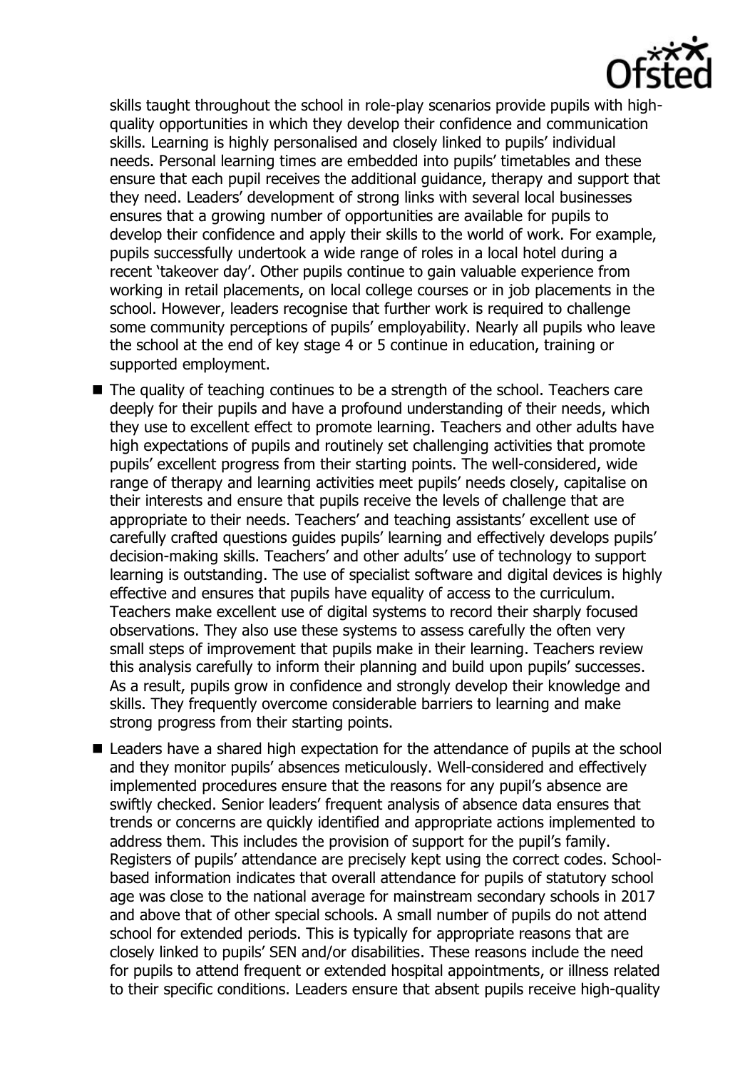skills taught throughout the school in role-play scenarios provide pupils with high-quality opportunities in which they develop their confidence and communication skills. Learning is highly personalised and closely linked to pupils' individual needs. Personal learning times are embedded into pupils' timetables and these ensure that each pupil receives the additional guidance, therapy and support that they need. Leaders' development of strong links with several local businesses ensures that a growing number of opportunities are available for pupils to develop their confidence and apply their skills to the world of work. For example, pupils successfully undertook a wide range of roles in a local hotel during a recent 'takeover day'. Other pupils continue to gain valuable experience from working in retail placements, on local college courses or in job placements in the school. However, leaders recognise that further work is required to challenge some community perceptions of pupils' employability. Nearly all pupils who leave the school at the end of key stage 4 or 5 continue in education, training or supported employment.

- The quality of teaching continues to be a strength of the school. Teachers care deeply for their pupils and have a profound understanding of their needs, which they use to excellent effect to promote learning. Teachers and other adults have high expectations of pupils and routinely set challenging activities that promote pupils' excellent progress from their starting points. The well-considered, wide range of therapy and learning activities meet pupils' needs closely, capitalise on their interests and ensure that pupils receive the levels of challenge that are appropriate to their needs. Teachers' and teaching assistants' excellent use of carefully crafted questions guides pupils' learning and effectively develops pupils' decision-making skills. Teachers' and other adults' use of technology to support learning is outstanding. The use of specialist software and digital devices is highly effective and ensures that pupils have equality of access to the curriculum. Teachers make excellent use of digital systems to record their sharply focused observations. They also use these systems to assess carefully the often very small steps of improvement that pupils make in their learning. Teachers review this analysis carefully to inform their planning and build upon pupils' successes. As a result, pupils grow in confidence and strongly develop their knowledge and skills. They frequently overcome considerable barriers to learning and make strong progress from their starting points.

- Leaders have a shared high expectation for the attendance of pupils at the school and they monitor pupils' absences meticulously. Well-considered and effectively implemented procedures ensure that the reasons for any pupil's absence are swiftly checked. Senior leaders' frequent analysis of absence data ensures that trends or concerns are quickly identified and appropriate actions implemented to address them. This includes the provision of support for the pupil's family. Registers of pupils' attendance are precisely kept using the correct codes. School-based information indicates that overall attendance for pupils of statutory school age was close to the national average for mainstream secondary schools in 2017 and above that of other special schools. A small number of pupils do not attend school for extended periods. This is typically for appropriate reasons that are closely linked to pupils' SEN and/or disabilities. These reasons include the need for pupils to attend frequent or extended hospital appointments, or illness related to their specific conditions. Leaders ensure that absent pupils receive high-quality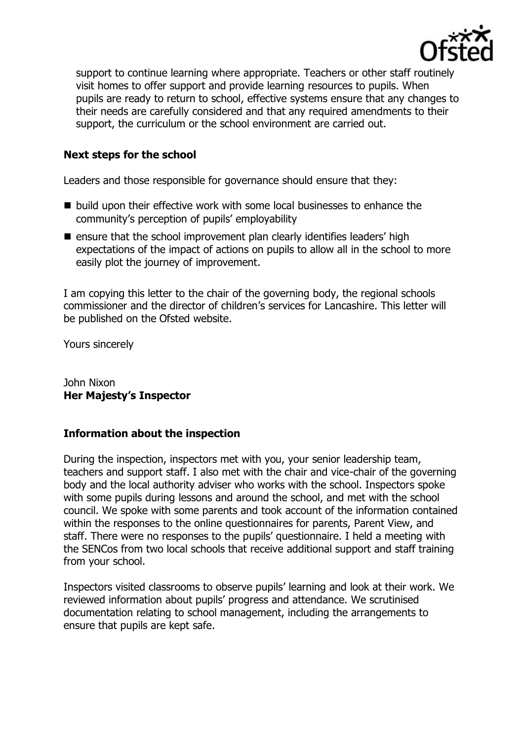support to continue learning where appropriate. Teachers or other staff routinely visit homes to offer support and provide learning resources to pupils. When pupils are ready to return to school, effective systems ensure that any changes to their needs are carefully considered and that any required amendments to their support, the curriculum or the school environment are carried out.

### Next steps for the school

Leaders and those responsible for governance should ensure that they:

- build upon their effective work with some local businesses to enhance the community's perception of pupils' employability
- ensure that the school improvement plan clearly identifies leaders' high expectations of the impact of actions on pupils to allow all in the school to more easily plot the journey of improvement.

I am copying this letter to the chair of the governing body, the regional schools commissioner and the director of children's services for Lancashire. This letter will be published on the Ofsted website.

Yours sincerely

John Nixon
**Her Majesty's Inspector**

### Information about the inspection

During the inspection, inspectors met with you, your senior leadership team, teachers and support staff. I also met with the chair and vice-chair of the governing body and the local authority adviser who works with the school. Inspectors spoke with some pupils during lessons and around the school, and met with the school council. We spoke with some parents and took account of the information contained within the responses to the online questionnaires for parents, Parent View, and staff. There were no responses to the pupils' questionnaire. I held a meeting with the SENCos from two local schools that receive additional support and staff training from your school.

Inspectors visited classrooms to observe pupils' learning and look at their work. We reviewed information about pupils' progress and attendance. We scrutinised documentation relating to school management, including the arrangements to ensure that pupils are kept safe.